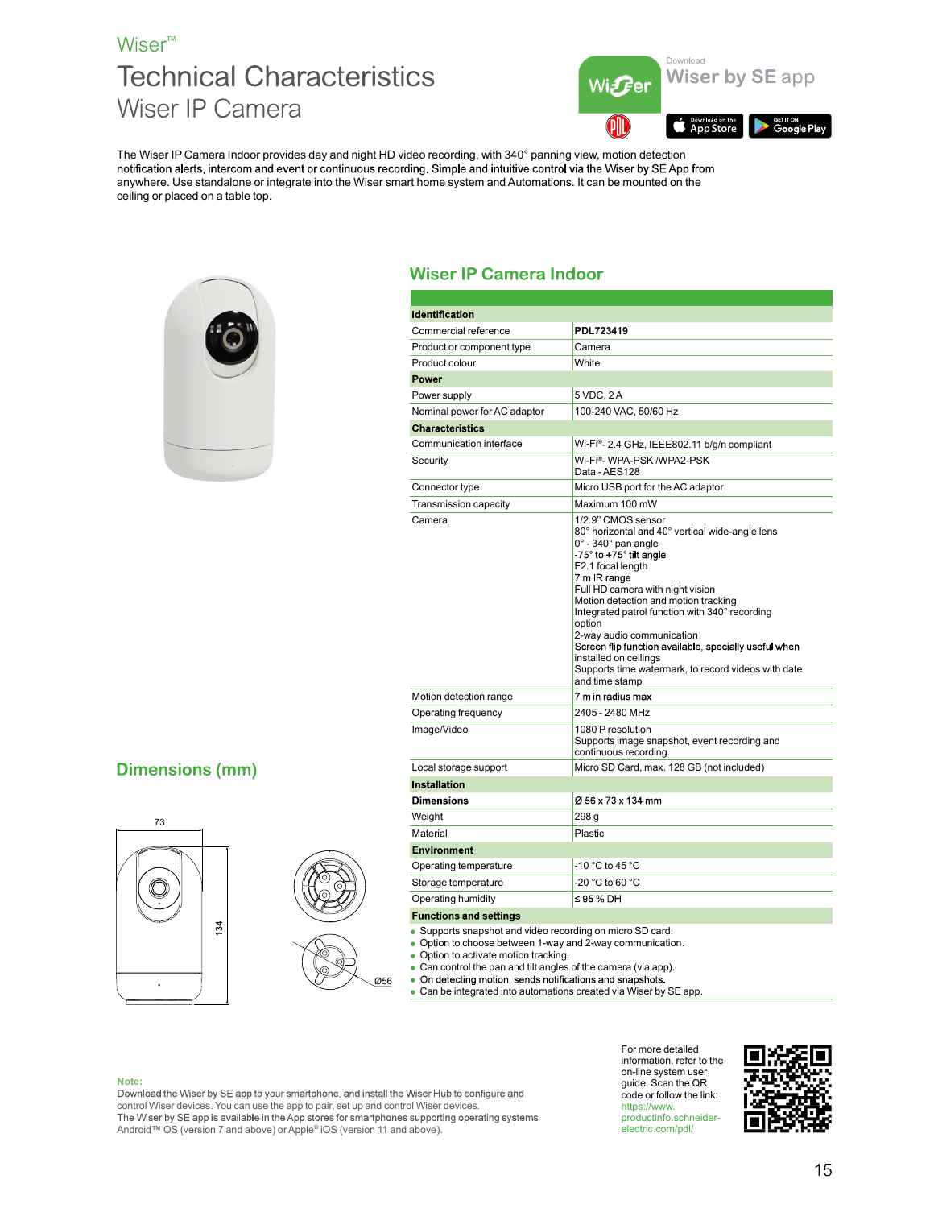Wiser™

# Technical Characteristics

## Wiser IP Camera

Download

Wiser by SE app

The Wiser IP Camera Indoor provides day and night HD video recording, with 340° panning view, motion detection notification alerts, intercom and event or continuous recording. Simple and intuitive control via the Wiser by SE App from anywhere. Use standalone or integrate into the Wiser smart home system and Automations. It can be mounted on the ceiling or placed on a table top.

## Wiser IP Camera Indoor

| | |
|---|---|
| **Identification** | |
| Commercial reference | **PDL723419** |
| Product or component type | Camera |
| Product colour | White |
| **Power** | |
| Power supply | 5 VDC, 2 A |
| Nominal power for AC adaptor | 100-240 VAC, 50/60 Hz |
| **Characteristics** | |
| Communication interface | Wi-Fi®- 2.4 GHz, IEEE802.11 b/g/n compliant |
| Security | Wi-Fi®- WPA-PSK /WPA2-PSK<br>Data - AES128 |
| Connector type | Micro USB port for the AC adaptor |
| Transmission capacity | Maximum 100 mW |
| Camera | 1/2.9" CMOS sensor<br>80° horizontal and 40° vertical wide-angle lens<br>0° - 340° pan angle<br>-75° to +75° tilt angle<br>F2.1 focal length<br>7 m IR range<br>Full HD camera with night vision<br>Motion detection and motion tracking<br>Integrated patrol function with 340° recording option<br>2-way audio communication<br>Screen flip function available, specially useful when installed on ceilings<br>Supports time watermark, to record videos with date and time stamp |
| Motion detection range | 7 m in radius max |
| Operating frequency | 2405 - 2480 MHz |
| Image/Video | 1080 P resolution<br>Supports image snapshot, event recording and continuous recording. |
| Local storage support | Micro SD Card, max. 128 GB (not included) |
| **Installation** | |
| **Dimensions** | Ø 56 x 73 x 134 mm |
| Weight | 298 g |
| Material | Plastic |
| **Environment** | |
| Operating temperature | -10 °C to 45 °C |
| Storage temperature | -20 °C to 60 °C |
| Operating humidity | ≤ 95 % DH |
| **Functions and settings** | |

- Supports snapshot and video recording on micro SD card.
- Option to choose between 1-way and 2-way communication.
- Option to activate motion tracking.
- Can control the pan and tilt angles of the camera (via app).
- On detecting motion, sends notifications and snapshots.
- Can be integrated into automations created via Wiser by SE app.

## Dimensions (mm)

73

134

Ø56

**Note:**
Download the Wiser by SE app to your smartphone, and install the Wiser Hub to configure and control Wiser devices. You can use the app to pair, set up and control Wiser devices.
The Wiser by SE app is available in the App stores for smartphones supporting operating systems Android™ OS (version 7 and above) or Apple® iOS (version 11 and above).

For more detailed information, refer to the on-line system user guide. Scan the QR code or follow the link: https://www.productinfo.schneider-electric.com/pdl/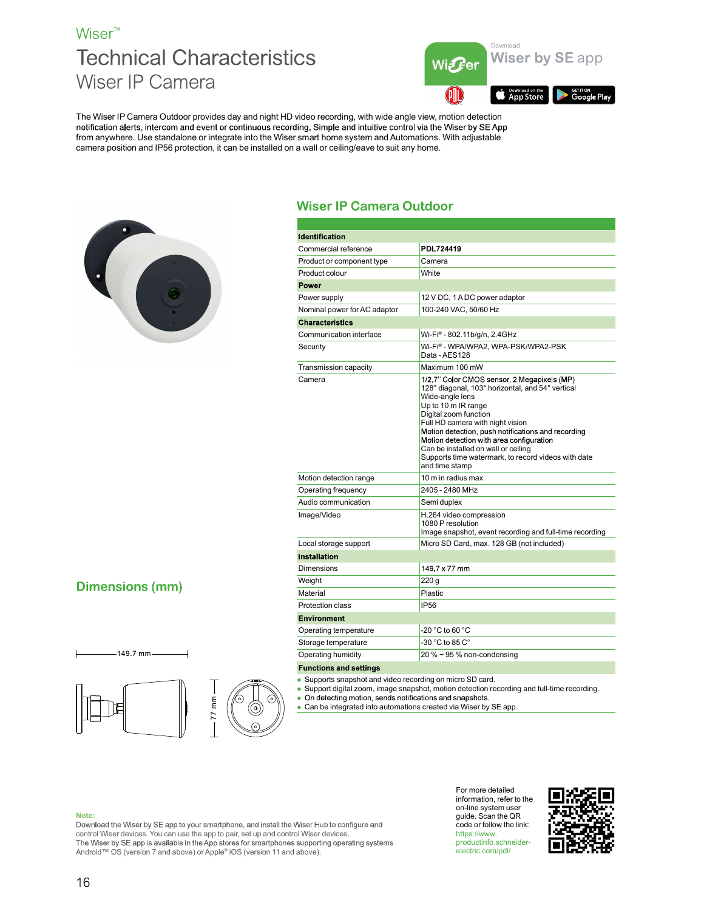Wiser™

# Technical Characteristics

## Wiser IP Camera

Download
Wiser by SE app

The Wiser IP Camera Outdoor provides day and night HD video recording, with wide angle view, motion detection notification alerts, intercom and event or continuous recording. Simple and intuitive control via the Wiser by SE App from anywhere. Use standalone or integrate into the Wiser smart home system and Automations. With adjustable camera position and IP56 protection, it can be installed on a wall or ceiling/eave to suit any home.

## Wiser IP Camera Outdoor

| | |
|---|---|
| **Identification** | |
| Commercial reference | **PDL724419** |
| Product or component type | Camera |
| Product colour | White |
| **Power** | |
| Power supply | 12 V DC, 1 A DC power adaptor |
| Nominal power for AC adaptor | 100-240 VAC, 50/60 Hz |
| **Characteristics** | |
| Communication interface | Wi-Fi® - 802.11b/g/n, 2.4GHz |
| Security | Wi-Fi® - WPA/WPA2, WPA-PSK/WPA2-PSK<br>Data - AES128 |
| Transmission capacity | Maximum 100 mW |
| Camera | 1/2.7'' Color CMOS sensor, 2 Megapixels (MP)<br>128° diagonal, 103° horizontal, and 54° vertical<br>Wide-angle lens<br>Up to 10 m IR range<br>Digital zoom function<br>Full HD camera with night vision<br>Motion detection, push notifications and recording<br>Motion detection with area configuration<br>Can be installed on wall or ceiling<br>Supports time watermark, to record videos with date and time stamp |
| Motion detection range | 10 m in radius max |
| Operating frequency | 2405 - 2480 MHz |
| Audio communication | Semi duplex |
| Image/Video | H.264 video compression<br>1080 P resolution<br>Image snapshot, event recording and full-time recording |
| Local storage support | Micro SD Card, max. 128 GB (not included) |
| **Installation** | |
| Dimensions | 149.7 x 77 mm |
| Weight | 220 g |
| Material | Plastic |
| Protection class | IP56 |
| **Environment** | |
| Operating temperature | -20 °C to 60 °C |
| Storage temperature | -30 °C to 85 C° |
| Operating humidity | 20 % ~ 95 % non-condensing |

**Functions and settings**

- Supports snapshot and video recording on micro SD card.
- Support digital zoom, image snapshot, motion detection recording and full-time recording.
- On detecting motion, sends notifications and snapshots.
- Can be integrated into automations created via Wiser by SE app.

## Dimensions (mm)

149.7 mm

77 mm

**Note:**
Download the Wiser by SE app to your smartphone, and install the Wiser Hub to configure and control Wiser devices. You can use the app to pair, set up and control Wiser devices.
The Wiser by SE app is available in the App stores for smartphones supporting operating systems Android™ OS (version 7 and above) or Apple® iOS (version 11 and above).

For more detailed information, refer to the on-line system user guide. Scan the QR code or follow the link: https://www.productinfo.schneider-electric.com/pdl/